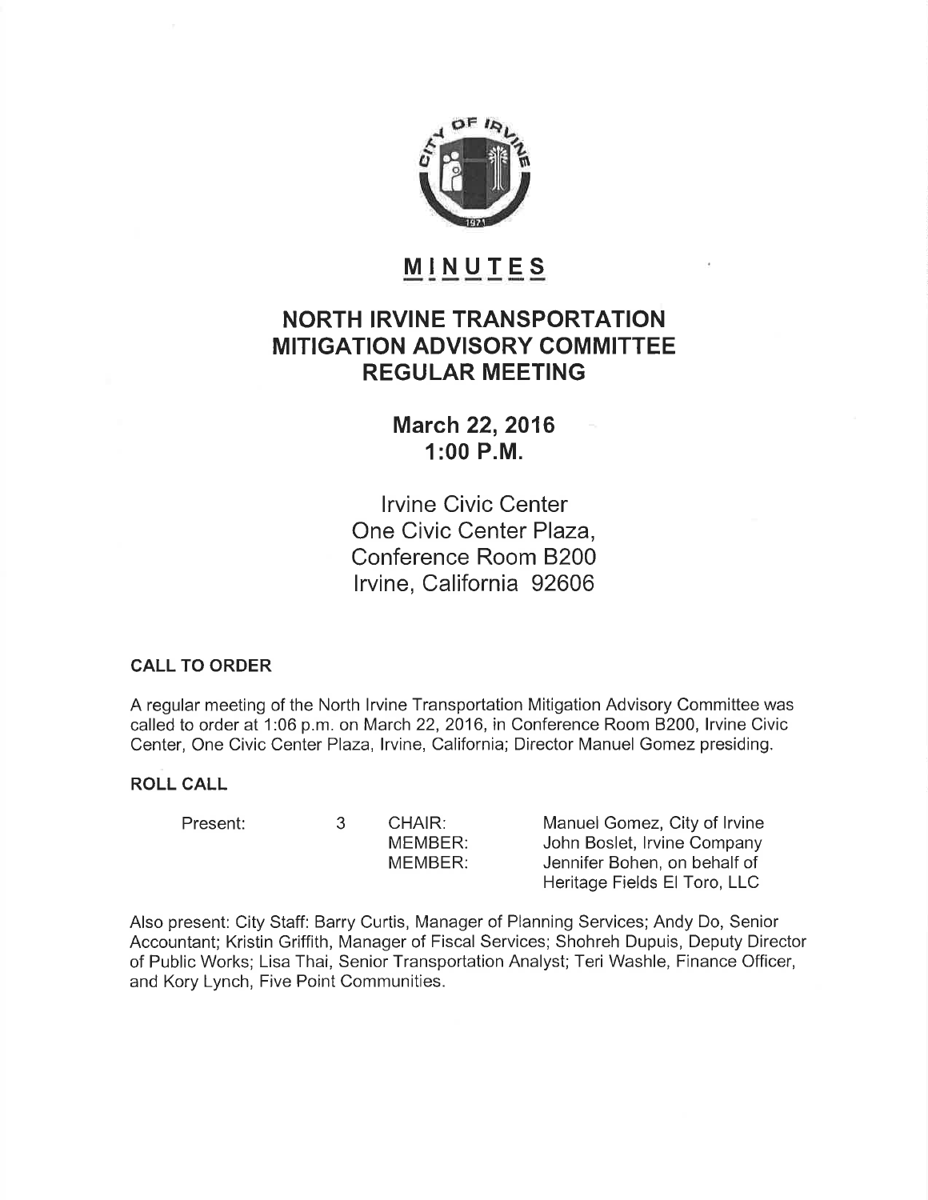# MINUTES

## NORTH IRVINE TRANSPORTATION MITIGATION ADVISORY COMMITTEE REGULAR MEETING

**March 22, 2016**
**1:00 P.M.**

Irvine Civic Center
One Civic Center Plaza,
Conference Room B200
Irvine, California 92606

**CALL TO ORDER**

A regular meeting of the North Irvine Transportation Mitigation Advisory Committee was called to order at 1:06 p.m. on March 22, 2016, in Conference Room B200, Irvine Civic Center, One Civic Center Plaza, Irvine, California; Director Manuel Gomez presiding.

**ROLL CALL**

| | | | |
|---|---|---|---|
| Present: | 3 | CHAIR: | Manuel Gomez, City of Irvine |
| | | MEMBER: | John Boslet, Irvine Company |
| | | MEMBER: | Jennifer Bohen, on behalf of Heritage Fields El Toro, LLC |

Also present: City Staff: Barry Curtis, Manager of Planning Services; Andy Do, Senior Accountant; Kristin Griffith, Manager of Fiscal Services; Shohreh Dupuis, Deputy Director of Public Works; Lisa Thai, Senior Transportation Analyst; Teri Washle, Finance Officer, and Kory Lynch, Five Point Communities.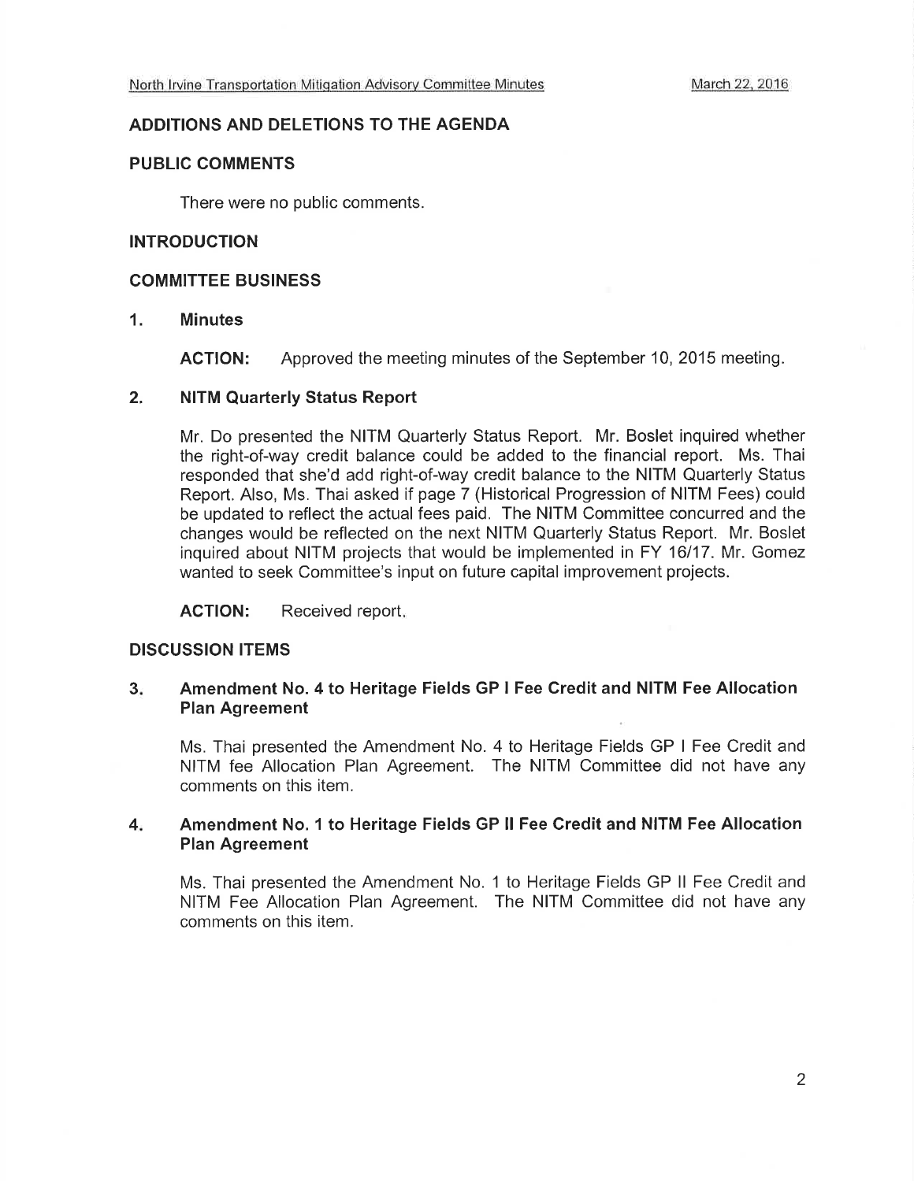## ADDITIONS AND DELETIONS TO THE AGENDA

## PUBLIC COMMENTS

There were no public comments.

## INTRODUCTION

## COMMITTEE BUSINESS

### 1. Minutes

**ACTION:** Approved the meeting minutes of the September 10, 2015 meeting.

### 2. NITM Quarterly Status Report

Mr. Do presented the NITM Quarterly Status Report. Mr. Boslet inquired whether the right-of-way credit balance could be added to the financial report. Ms. Thai responded that she'd add right-of-way credit balance to the NITM Quarterly Status Report. Also, Ms. Thai asked if page 7 (Historical Progression of NITM Fees) could be updated to reflect the actual fees paid. The NITM Committee concurred and the changes would be reflected on the next NITM Quarterly Status Report. Mr. Boslet inquired about NITM projects that would be implemented in FY 16/17. Mr. Gomez wanted to seek Committee's input on future capital improvement projects.

**ACTION:** Received report.

## DISCUSSION ITEMS

### 3. Amendment No. 4 to Heritage Fields GP I Fee Credit and NITM Fee Allocation Plan Agreement

Ms. Thai presented the Amendment No. 4 to Heritage Fields GP I Fee Credit and NITM fee Allocation Plan Agreement. The NITM Committee did not have any comments on this item.

### 4. Amendment No. 1 to Heritage Fields GP II Fee Credit and NITM Fee Allocation Plan Agreement

Ms. Thai presented the Amendment No. 1 to Heritage Fields GP II Fee Credit and NITM Fee Allocation Plan Agreement. The NITM Committee did not have any comments on this item.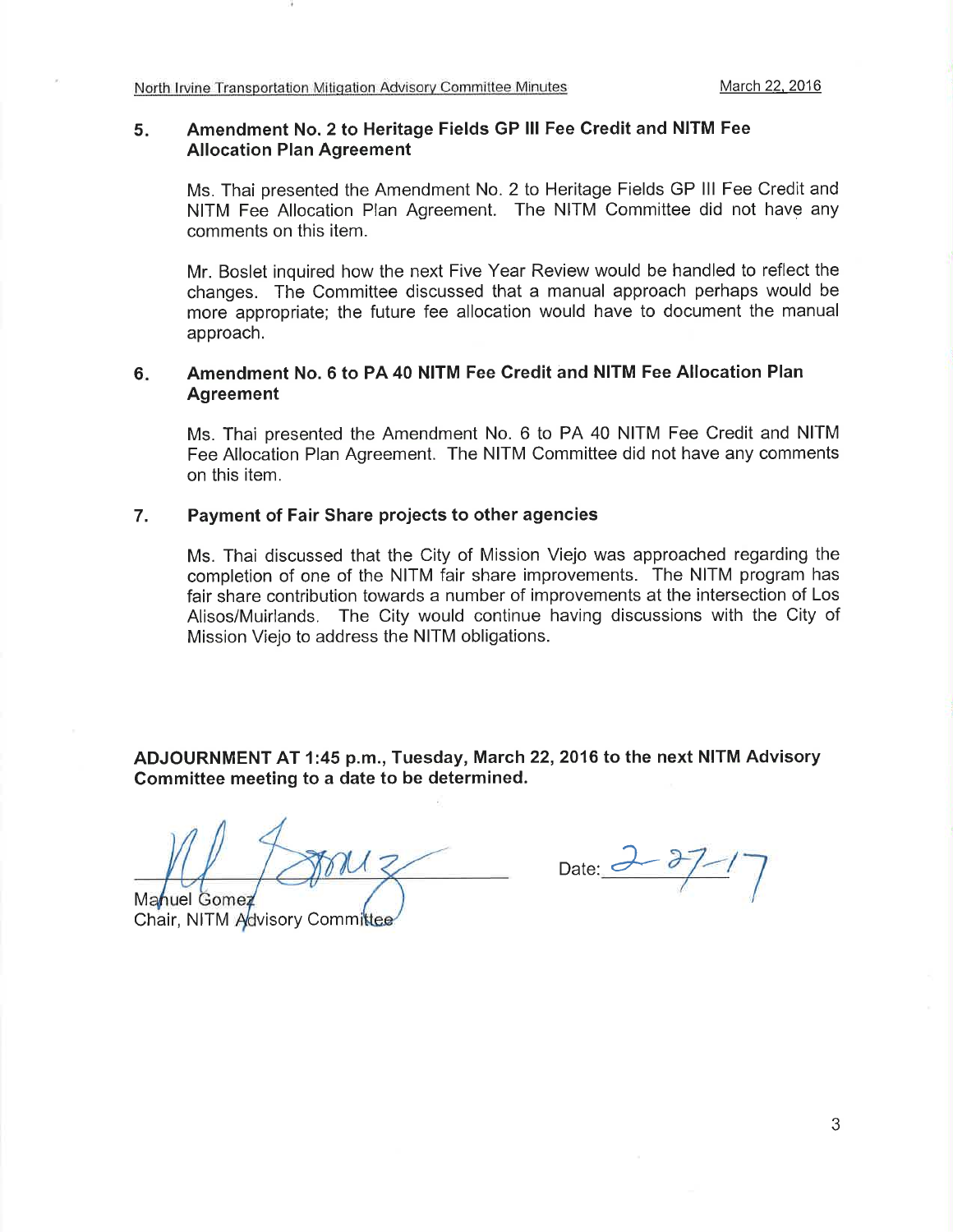## 5. Amendment No. 2 to Heritage Fields GP III Fee Credit and NITM Fee Allocation Plan Agreement

Ms. Thai presented the Amendment No. 2 to Heritage Fields GP III Fee Credit and NITM Fee Allocation Plan Agreement. The NITM Committee did not have any comments on this item.

Mr. Boslet inquired how the next Five Year Review would be handled to reflect the changes. The Committee discussed that a manual approach perhaps would be more appropriate; the future fee allocation would have to document the manual approach.

## 6. Amendment No. 6 to PA 40 NITM Fee Credit and NITM Fee Allocation Plan Agreement

Ms. Thai presented the Amendment No. 6 to PA 40 NITM Fee Credit and NITM Fee Allocation Plan Agreement. The NITM Committee did not have any comments on this item.

## 7. Payment of Fair Share projects to other agencies

Ms. Thai discussed that the City of Mission Viejo was approached regarding the completion of one of the NITM fair share improvements. The NITM program has fair share contribution towards a number of improvements at the intersection of Los Alisos/Muirlands. The City would continue having discussions with the City of Mission Viejo to address the NITM obligations.

**ADJOURNMENT AT 1:45 p.m., Tuesday, March 22, 2016 to the next NITM Advisory Committee meeting to a date to be determined.**

Manuel Gomez
Chair, NITM Advisory Committee

Date: 2-27-17